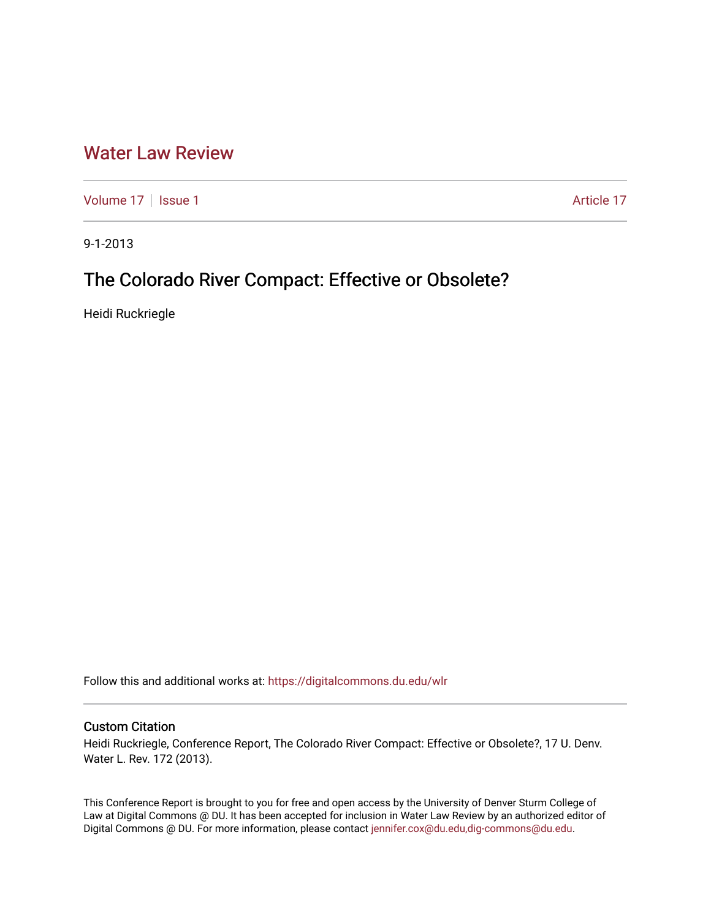# Water Law Review

Volume 17 | Issue 1 | Article 17

9-1-2013

## The Colorado River Compact: Effective or Obsolete?

Heidi Ruckriegle

Follow this and additional works at: https://digitalcommons.du.edu/wlr

### Custom Citation

Heidi Ruckriegle, Conference Report, The Colorado River Compact: Effective or Obsolete?, 17 U. Denv. Water L. Rev. 172 (2013).

This Conference Report is brought to you for free and open access by the University of Denver Sturm College of Law at Digital Commons @ DU. It has been accepted for inclusion in Water Law Review by an authorized editor of Digital Commons @ DU. For more information, please contact jennifer.cox@du.edu,dig-commons@du.edu.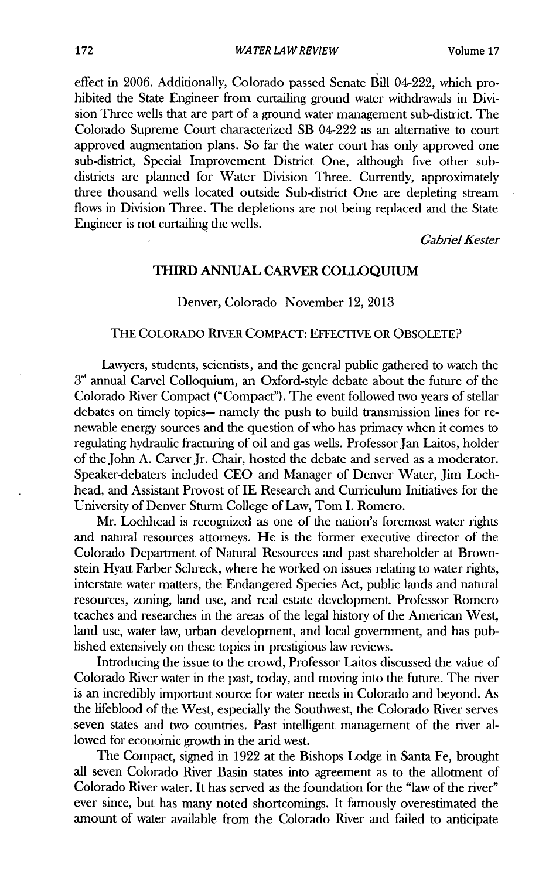effect in 2006. Additionally, Colorado passed Senate Bill 04-222, which prohibited the State Engineer from curtailing ground water withdrawals in Division Three wells that are part of a ground water management sub-district. The Colorado Supreme Court characterized SB 04-222 as an alternative to court approved augmentation plans. So far the water court has only approved one sub-district, Special Improvement District One, although five other sub-districts are planned for Water Division Three. Currently, approximately three thousand wells located outside Sub-district One are depleting stream flows in Division Three. The depletions are not being replaced and the State Engineer is not curtailing the wells.

*Gabriel Kester*

## THIRD ANNUAL CARVER COLLOQUIUM

Denver, Colorado November 12, 2013

### THE COLORADO RIVER COMPACT: EFFECTIVE OR OBSOLETE?

Lawyers, students, scientists, and the general public gathered to watch the 3rd annual Carvel Colloquium, an Oxford-style debate about the future of the Colorado River Compact ("Compact"). The event followed two years of stellar debates on timely topics— namely the push to build transmission lines for renewable energy sources and the question of who has primacy when it comes to regulating hydraulic fracturing of oil and gas wells. Professor Jan Laitos, holder of the John A. Carver Jr. Chair, hosted the debate and served as a moderator. Speaker-debaters included CEO and Manager of Denver Water, Jim Lochhead, and Assistant Provost of IE Research and Curriculum Initiatives for the University of Denver Sturm College of Law, Tom I. Romero.

Mr. Lochhead is recognized as one of the nation's foremost water rights and natural resources attorneys. He is the former executive director of the Colorado Department of Natural Resources and past shareholder at Brownstein Hyatt Farber Schreck, where he worked on issues relating to water rights, interstate water matters, the Endangered Species Act, public lands and natural resources, zoning, land use, and real estate development. Professor Romero teaches and researches in the areas of the legal history of the American West, land use, water law, urban development, and local government, and has published extensively on these topics in prestigious law reviews.

Introducing the issue to the crowd, Professor Laitos discussed the value of Colorado River water in the past, today, and moving into the future. The river is an incredibly important source for water needs in Colorado and beyond. As the lifeblood of the West, especially the Southwest, the Colorado River serves seven states and two countries. Past intelligent management of the river allowed for economic growth in the arid west.

The Compact, signed in 1922 at the Bishops Lodge in Santa Fe, brought all seven Colorado River Basin states into agreement as to the allotment of Colorado River water. It has served as the foundation for the "law of the river" ever since, but has many noted shortcomings. It famously overestimated the amount of water available from the Colorado River and failed to anticipate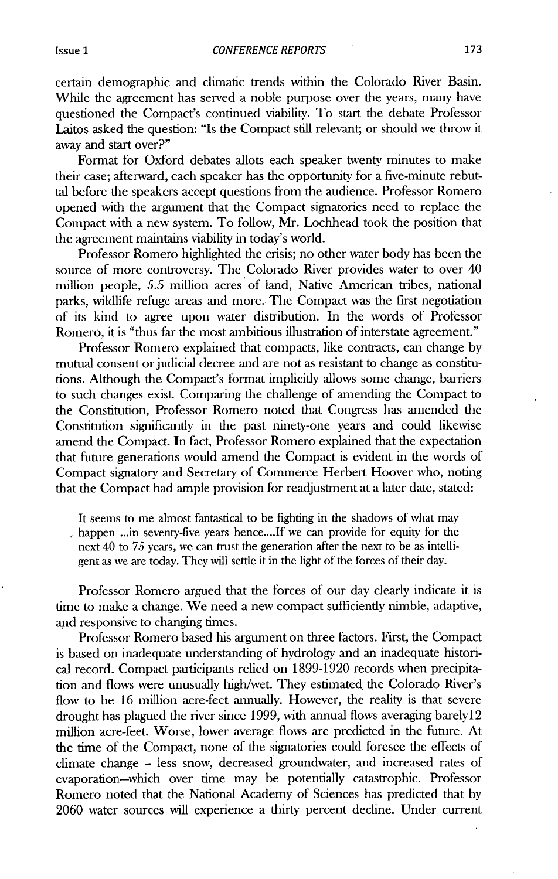certain demographic and climatic trends within the Colorado River Basin. While the agreement has served a noble purpose over the years, many have questioned the Compact's continued viability. To start the debate Professor Laitos asked the question: "Is the Compact still relevant; or should we throw it away and start over?"

Format for Oxford debates allots each speaker twenty minutes to make their case; afterward, each speaker has the opportunity for a five-minute rebuttal before the speakers accept questions from the audience. Professor Romero opened with the argument that the Compact signatories need to replace the Compact with a new system. To follow, Mr. Lochhead took the position that the agreement maintains viability in today's world.

Professor Romero highlighted the crisis; no other water body has been the source of more controversy. The Colorado River provides water to over 40 million people, 5.5 million acres of land, Native American tribes, national parks, wildlife refuge areas and more. The Compact was the first negotiation of its kind to agree upon water distribution. In the words of Professor Romero, it is "thus far the most ambitious illustration of interstate agreement."

Professor Romero explained that compacts, like contracts, can change by mutual consent or judicial decree and are not as resistant to change as constitutions. Although the Compact's format implicitly allows some change, barriers to such changes exist. Comparing the challenge of amending the Compact to the Constitution, Professor Romero noted that Congress has amended the Constitution significantly in the past ninety-one years and could likewise amend the Compact. In fact, Professor Romero explained that the expectation that future generations would amend the Compact is evident in the words of Compact signatory and Secretary of Commerce Herbert Hoover who, noting that the Compact had ample provision for readjustment at a later date, stated:

> It seems to me almost fantastical to be fighting in the shadows of what may happen ...in seventy-five years hence....If we can provide for equity for the next 40 to 75 years, we can trust the generation after the next to be as intelligent as we are today. They will settle it in the light of the forces of their day.

Professor Romero argued that the forces of our day clearly indicate it is time to make a change. We need a new compact sufficiently nimble, adaptive, and responsive to changing times.

Professor Romero based his argument on three factors. First, the Compact is based on inadequate understanding of hydrology and an inadequate historical record. Compact participants relied on 1899-1920 records when precipitation and flows were unusually high/wet. They estimated the Colorado River's flow to be 16 million acre-feet annually. However, the reality is that severe drought has plagued the river since 1999, with annual flows averaging barely12 million acre-feet. Worse, lower average flows are predicted in the future. At the time of the Compact, none of the signatories could foresee the effects of climate change – less snow, decreased groundwater, and increased rates of evaporation—which over time may be potentially catastrophic. Professor Romero noted that the National Academy of Sciences has predicted that by 2060 water sources will experience a thirty percent decline. Under current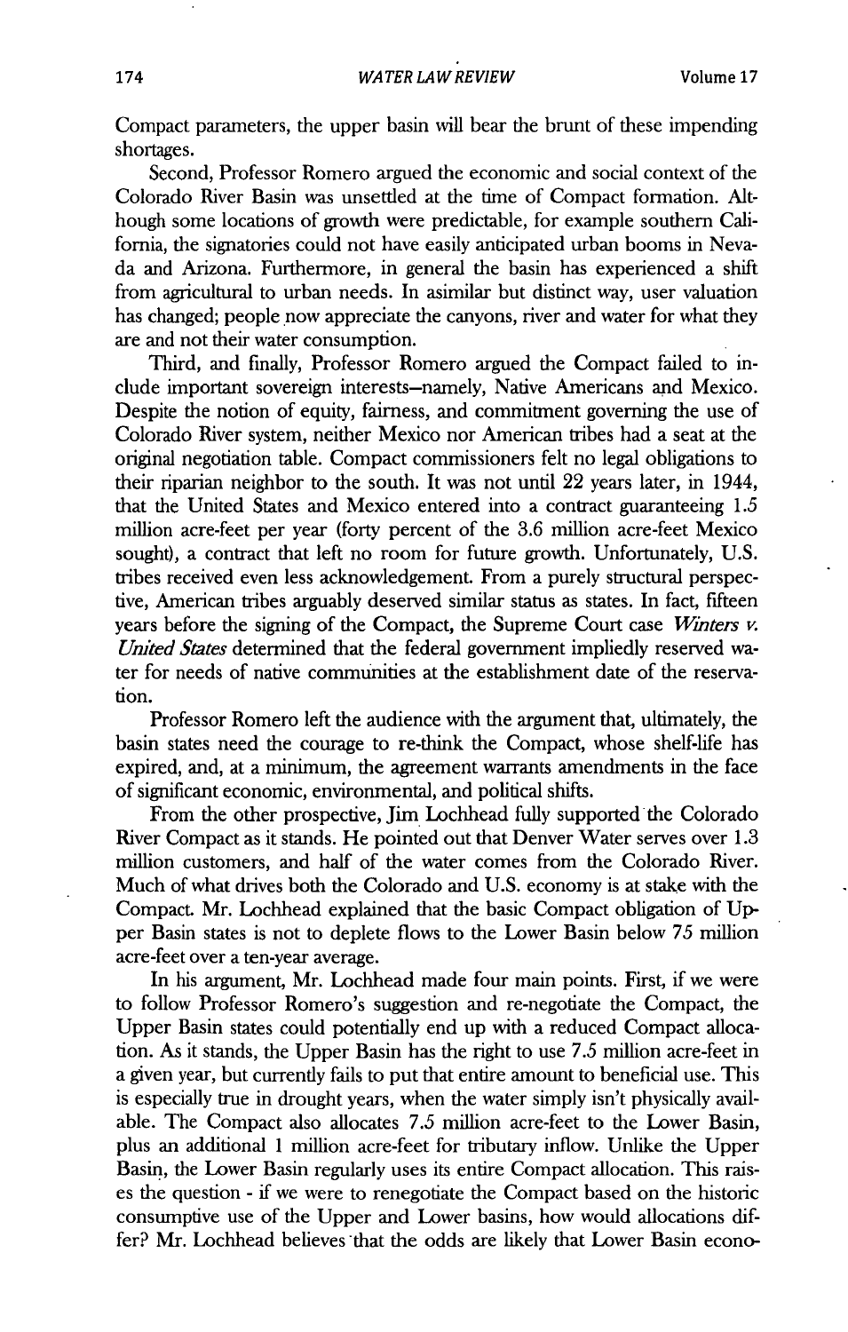Compact parameters, the upper basin will bear the brunt of these impending shortages.

Second, Professor Romero argued the economic and social context of the Colorado River Basin was unsettled at the time of Compact formation. Although some locations of growth were predictable, for example southern California, the signatories could not have easily anticipated urban booms in Nevada and Arizona. Furthermore, in general the basin has experienced a shift from agricultural to urban needs. In asimilar but distinct way, user valuation has changed; people now appreciate the canyons, river and water for what they are and not their water consumption.

Third, and finally, Professor Romero argued the Compact failed to include important sovereign interests–namely, Native Americans and Mexico. Despite the notion of equity, fairness, and commitment governing the use of Colorado River system, neither Mexico nor American tribes had a seat at the original negotiation table. Compact commissioners felt no legal obligations to their riparian neighbor to the south. It was not until 22 years later, in 1944, that the United States and Mexico entered into a contract guaranteeing 1.5 million acre-feet per year (forty percent of the 3.6 million acre-feet Mexico sought), a contract that left no room for future growth. Unfortunately, U.S. tribes received even less acknowledgement. From a purely structural perspective, American tribes arguably deserved similar status as states. In fact, fifteen years before the signing of the Compact, the Supreme Court case *Winters v. United States* determined that the federal government impliedly reserved water for needs of native communities at the establishment date of the reservation.

Professor Romero left the audience with the argument that, ultimately, the basin states need the courage to re-think the Compact, whose shelf-life has expired, and, at a minimum, the agreement warrants amendments in the face of significant economic, environmental, and political shifts.

From the other prospective, Jim Lochhead fully supported the Colorado River Compact as it stands. He pointed out that Denver Water serves over 1.3 million customers, and half of the water comes from the Colorado River. Much of what drives both the Colorado and U.S. economy is at stake with the Compact. Mr. Lochhead explained that the basic Compact obligation of Upper Basin states is not to deplete flows to the Lower Basin below 75 million acre-feet over a ten-year average.

In his argument, Mr. Lochhead made four main points. First, if we were to follow Professor Romero's suggestion and re-negotiate the Compact, the Upper Basin states could potentially end up with a reduced Compact allocation. As it stands, the Upper Basin has the right to use 7.5 million acre-feet in a given year, but currently fails to put that entire amount to beneficial use. This is especially true in drought years, when the water simply isn't physically available. The Compact also allocates 7.5 million acre-feet to the Lower Basin, plus an additional 1 million acre-feet for tributary inflow. Unlike the Upper Basin, the Lower Basin regularly uses its entire Compact allocation. This raises the question - if we were to renegotiate the Compact based on the historic consumptive use of the Upper and Lower basins, how would allocations differ? Mr. Lochhead believes that the odds are likely that Lower Basin econo-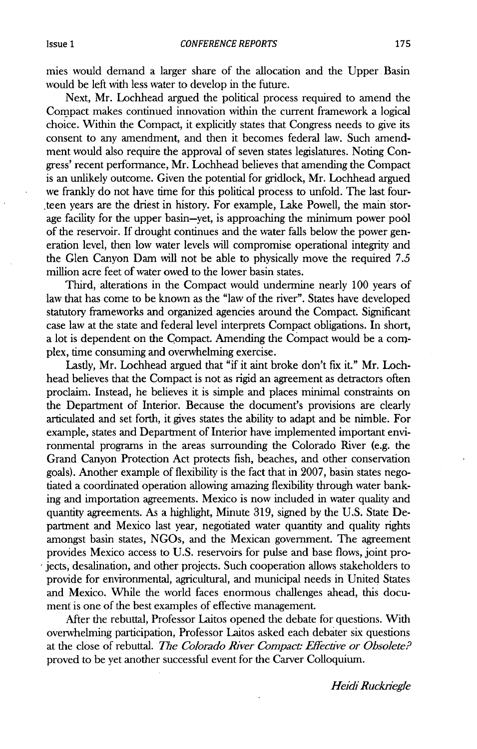mies would demand a larger share of the allocation and the Upper Basin would be left with less water to develop in the future.

Next, Mr. Lochhead argued the political process required to amend the Compact makes continued innovation within the current framework a logical choice. Within the Compact, it explicitly states that Congress needs to give its consent to any amendment, and then it becomes federal law. Such amendment would also require the approval of seven states legislatures. Noting Congress' recent performance, Mr. Lochhead believes that amending the Compact is an unlikely outcome. Given the potential for gridlock, Mr. Lochhead argued we frankly do not have time for this political process to unfold. The last fourteen years are the driest in history. For example, Lake Powell, the main storage facility for the upper basin–yet, is approaching the minimum power pool of the reservoir. If drought continues and the water falls below the power generation level, then low water levels will compromise operational integrity and the Glen Canyon Dam will not be able to physically move the required 7.5 million acre feet of water owed to the lower basin states.

Third, alterations in the Compact would undermine nearly 100 years of law that has come to be known as the "law of the river". States have developed statutory frameworks and organized agencies around the Compact. Significant case law at the state and federal level interprets Compact obligations. In short, a lot is dependent on the Compact. Amending the Compact would be a complex, time consuming and overwhelming exercise.

Lastly, Mr. Lochhead argued that "if it aint broke don't fix it." Mr. Lochhead believes that the Compact is not as rigid an agreement as detractors often proclaim. Instead, he believes it is simple and places minimal constraints on the Department of Interior. Because the document's provisions are clearly articulated and set forth, it gives states the ability to adapt and be nimble. For example, states and Department of Interior have implemented important environmental programs in the areas surrounding the Colorado River (e.g. the Grand Canyon Protection Act protects fish, beaches, and other conservation goals). Another example of flexibility is the fact that in 2007, basin states negotiated a coordinated operation allowing amazing flexibility through water banking and importation agreements. Mexico is now included in water quality and quantity agreements. As a highlight, Minute 319, signed by the U.S. State Department and Mexico last year, negotiated water quantity and quality rights amongst basin states, NGOs, and the Mexican government. The agreement provides Mexico access to U.S. reservoirs for pulse and base flows, joint projects, desalination, and other projects. Such cooperation allows stakeholders to provide for environmental, agricultural, and municipal needs in United States and Mexico. While the world faces enormous challenges ahead, this document is one of the best examples of effective management.

After the rebuttal, Professor Laitos opened the debate for questions. With overwhelming participation, Professor Laitos asked each debater six questions at the close of rebuttal. *The Colorado River Compact: Effective or Obsolete?* proved to be yet another successful event for the Carver Colloquium.

*Heidi Ruckriegle*